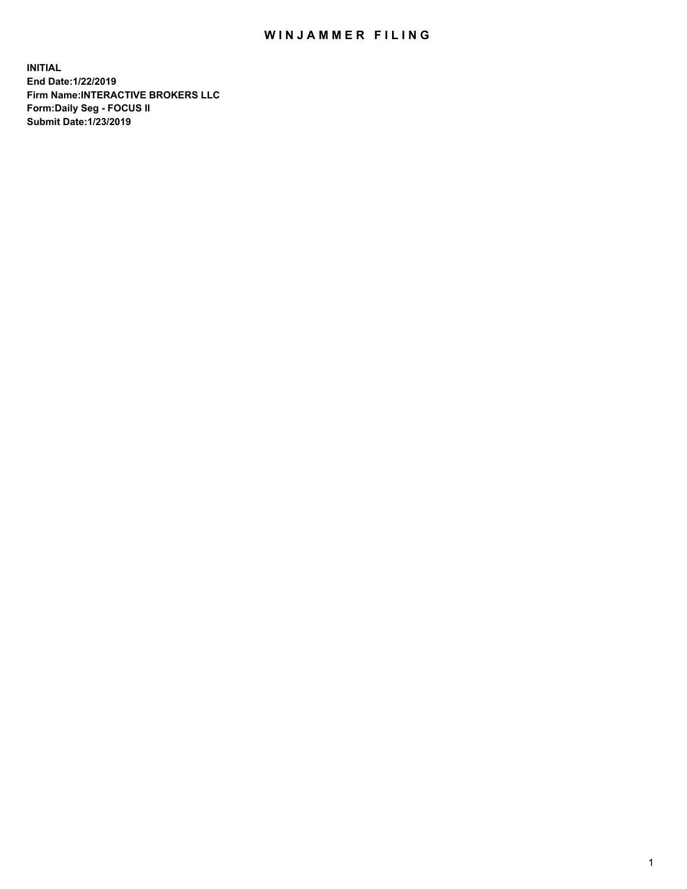# WINJAMMER FILING

**INITIAL**
**End Date:1/22/2019**
**Firm Name:INTERACTIVE BROKERS LLC**
**Form:Daily Seg - FOCUS II**
**Submit Date:1/23/2019**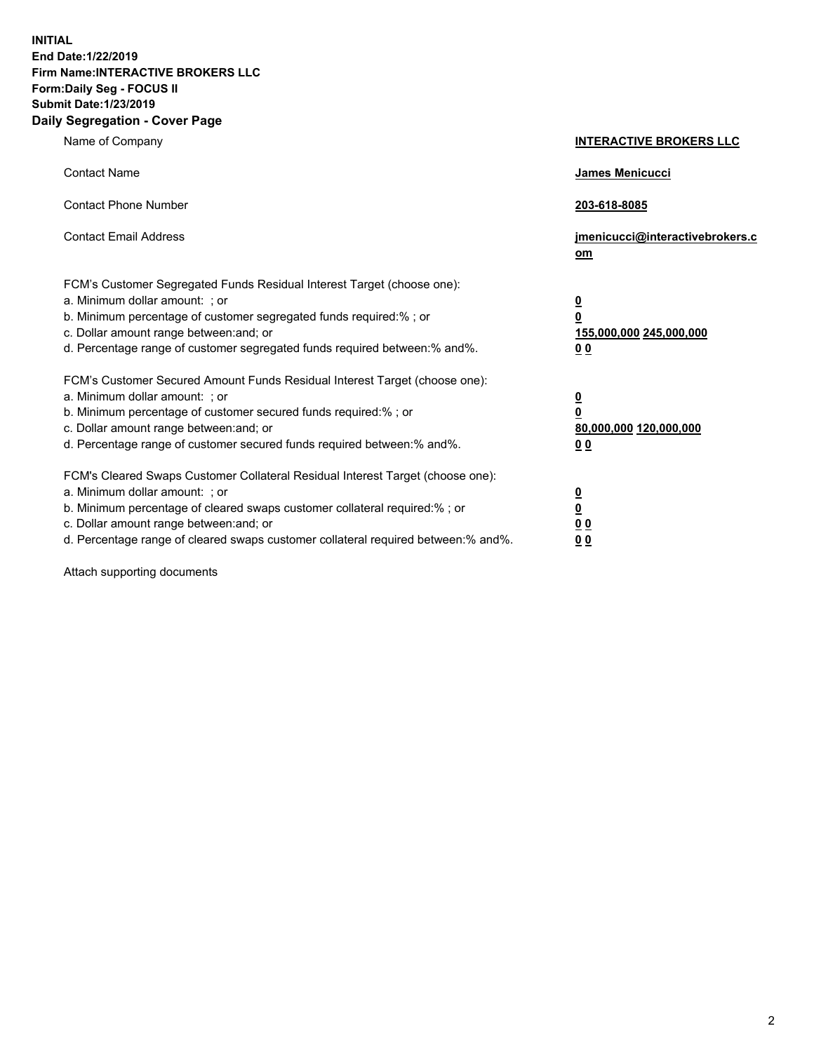**INITIAL**
**End Date:1/22/2019**
**Firm Name:INTERACTIVE BROKERS LLC**
**Form:Daily Seg - FOCUS II**
**Submit Date:1/23/2019**
**Daily Segregation - Cover Page**

| | |
|---|---|
| Name of Company | **INTERACTIVE BROKERS LLC** |
| Contact Name | **James Menicucci** |
| Contact Phone Number | **203-618-8085** |
| Contact Email Address | **jmenicucci@interactivebrokers.com** |

FCM's Customer Segregated Funds Residual Interest Target (choose one):

| | |
|---|---|
| a. Minimum dollar amount: ; or | **0** |
| b. Minimum percentage of customer segregated funds required:% ; or | **0** |
| c. Dollar amount range between:and; or | **155,000,000 245,000,000** |
| d. Percentage range of customer segregated funds required between:% and%. | **0 0** |

FCM's Customer Secured Amount Funds Residual Interest Target (choose one):

| | |
|---|---|
| a. Minimum dollar amount: ; or | **0** |
| b. Minimum percentage of customer secured funds required:% ; or | **0** |
| c. Dollar amount range between:and; or | **80,000,000 120,000,000** |
| d. Percentage range of customer secured funds required between:% and%. | **0 0** |

FCM's Cleared Swaps Customer Collateral Residual Interest Target (choose one):

| | |
|---|---|
| a. Minimum dollar amount: ; or | **0** |
| b. Minimum percentage of cleared swaps customer collateral required:% ; or | **0** |
| c. Dollar amount range between:and; or | **0 0** |
| d. Percentage range of cleared swaps customer collateral required between:% and%. | **0 0** |

Attach supporting documents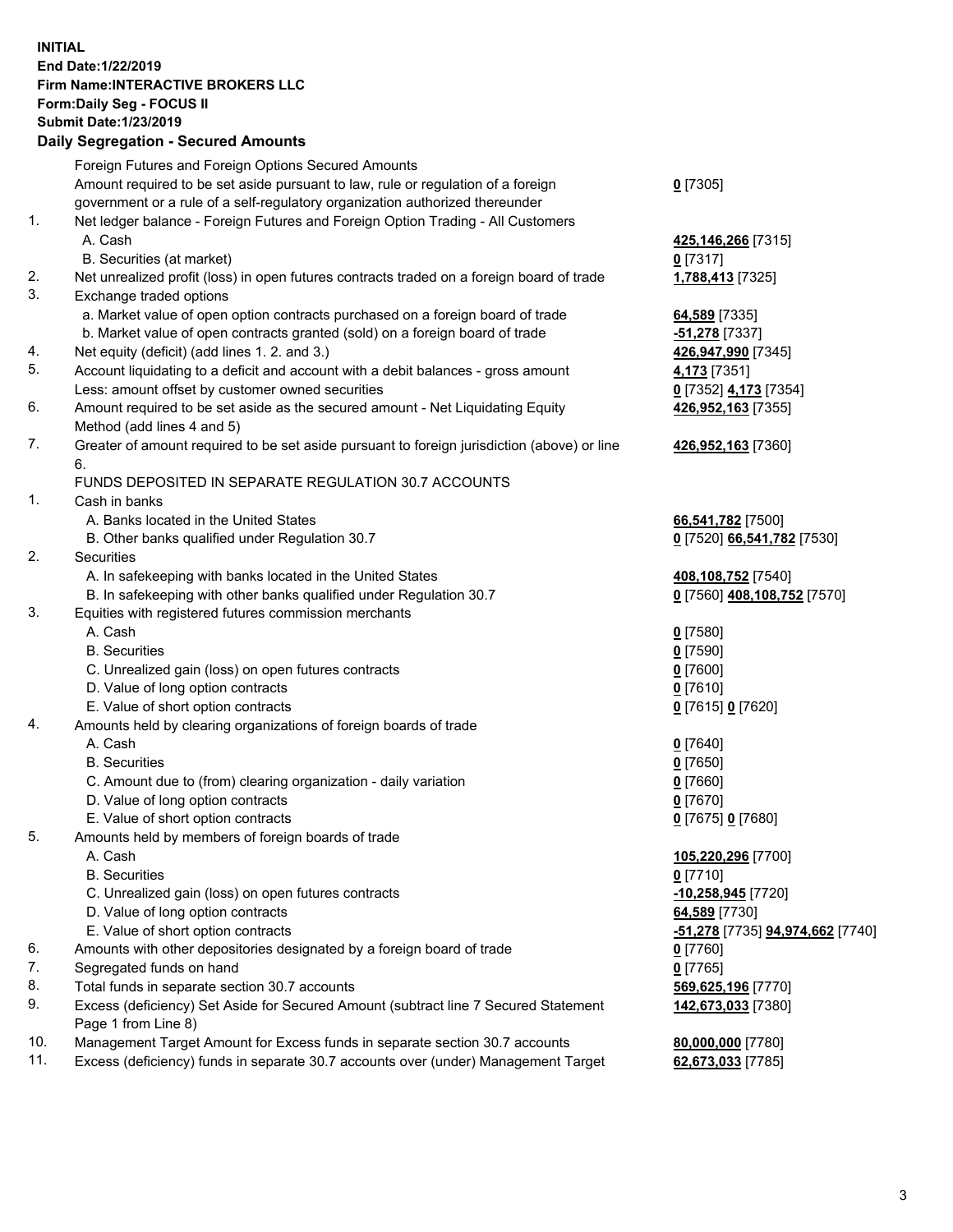**INITIAL**
**End Date:1/22/2019**
**Firm Name:INTERACTIVE BROKERS LLC**
**Form:Daily Seg - FOCUS II**
**Submit Date:1/23/2019**
**Daily Segregation - Secured Amounts**

| | | |
|---|---|---|
| | Foreign Futures and Foreign Options Secured Amounts | |
| | Amount required to be set aside pursuant to law, rule or regulation of a foreign government or a rule of a self-regulatory organization authorized thereunder | **0** [7305] |
| 1. | Net ledger balance - Foreign Futures and Foreign Option Trading - All Customers | |
| | A. Cash | **425,146,266** [7315] |
| | B. Securities (at market) | **0** [7317] |
| 2. | Net unrealized profit (loss) in open futures contracts traded on a foreign board of trade | **1,788,413** [7325] |
| 3. | Exchange traded options | |
| | a. Market value of open option contracts purchased on a foreign board of trade | **64,589** [7335] |
| | b. Market value of open contracts granted (sold) on a foreign board of trade | **-51,278** [7337] |
| 4. | Net equity (deficit) (add lines 1. 2. and 3.) | **426,947,990** [7345] |
| 5. | Account liquidating to a deficit and account with a debit balances - gross amount | **4,173** [7351] |
| | Less: amount offset by customer owned securities | **0** [7352] **4,173** [7354] |
| 6. | Amount required to be set aside as the secured amount - Net Liquidating Equity Method (add lines 4 and 5) | **426,952,163** [7355] |
| 7. | Greater of amount required to be set aside pursuant to foreign jurisdiction (above) or line 6. | **426,952,163** [7360] |
| | FUNDS DEPOSITED IN SEPARATE REGULATION 30.7 ACCOUNTS | |
| 1. | Cash in banks | |
| | A. Banks located in the United States | **66,541,782** [7500] |
| | B. Other banks qualified under Regulation 30.7 | **0** [7520] **66,541,782** [7530] |
| 2. | Securities | |
| | A. In safekeeping with banks located in the United States | **408,108,752** [7540] |
| | B. In safekeeping with other banks qualified under Regulation 30.7 | **0** [7560] **408,108,752** [7570] |
| 3. | Equities with registered futures commission merchants | |
| | A. Cash | **0** [7580] |
| | B. Securities | **0** [7590] |
| | C. Unrealized gain (loss) on open futures contracts | **0** [7600] |
| | D. Value of long option contracts | **0** [7610] |
| | E. Value of short option contracts | **0** [7615] **0** [7620] |
| 4. | Amounts held by clearing organizations of foreign boards of trade | |
| | A. Cash | **0** [7640] |
| | B. Securities | **0** [7650] |
| | C. Amount due to (from) clearing organization - daily variation | **0** [7660] |
| | D. Value of long option contracts | **0** [7670] |
| | E. Value of short option contracts | **0** [7675] **0** [7680] |
| 5. | Amounts held by members of foreign boards of trade | |
| | A. Cash | **105,220,296** [7700] |
| | B. Securities | **0** [7710] |
| | C. Unrealized gain (loss) on open futures contracts | **-10,258,945** [7720] |
| | D. Value of long option contracts | **64,589** [7730] |
| | E. Value of short option contracts | **-51,278** [7735] **94,974,662** [7740] |
| 6. | Amounts with other depositories designated by a foreign board of trade | **0** [7760] |
| 7. | Segregated funds on hand | **0** [7765] |
| 8. | Total funds in separate section 30.7 accounts | **569,625,196** [7770] |
| 9. | Excess (deficiency) Set Aside for Secured Amount (subtract line 7 Secured Statement Page 1 from Line 8) | **142,673,033** [7380] |
| 10. | Management Target Amount for Excess funds in separate section 30.7 accounts | **80,000,000** [7780] |
| 11. | Excess (deficiency) funds in separate 30.7 accounts over (under) Management Target | **62,673,033** [7785] |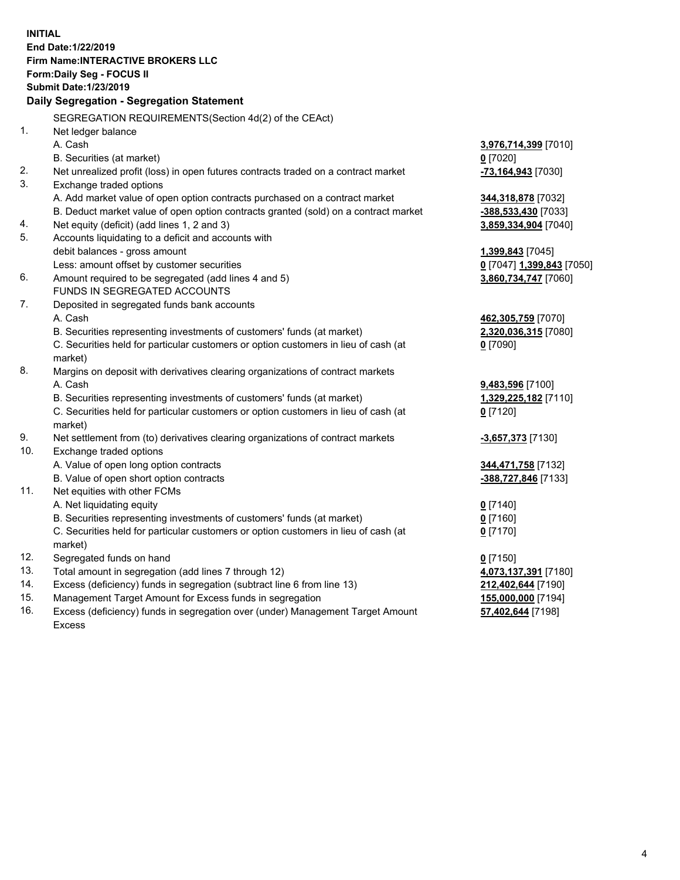**INITIAL**
**End Date:1/22/2019**
**Firm Name:INTERACTIVE BROKERS LLC**
**Form:Daily Seg - FOCUS II**
**Submit Date:1/23/2019**

## Daily Segregation - Segregation Statement

SEGREGATION REQUIREMENTS(Section 4d(2) of the CEAct)

| | | |
|---|---|---|
| 1. | Net ledger balance | |
| | A. Cash | **3,976,714,399** [7010] |
| | B. Securities (at market) | **0** [7020] |
| 2. | Net unrealized profit (loss) in open futures contracts traded on a contract market | **-73,164,943** [7030] |
| 3. | Exchange traded options | |
| | A. Add market value of open option contracts purchased on a contract market | **344,318,878** [7032] |
| | B. Deduct market value of open option contracts granted (sold) on a contract market | **-388,533,430** [7033] |
| 4. | Net equity (deficit) (add lines 1, 2 and 3) | **3,859,334,904** [7040] |
| 5. | Accounts liquidating to a deficit and accounts with | |
| | debit balances - gross amount | **1,399,843** [7045] |
| | Less: amount offset by customer securities | **0** [7047] **1,399,843** [7050] |
| 6. | Amount required to be segregated (add lines 4 and 5) | **3,860,734,747** [7060] |
| | FUNDS IN SEGREGATED ACCOUNTS | |
| 7. | Deposited in segregated funds bank accounts | |
| | A. Cash | **462,305,759** [7070] |
| | B. Securities representing investments of customers' funds (at market) | **2,320,036,315** [7080] |
| | C. Securities held for particular customers or option customers in lieu of cash (at market) | **0** [7090] |
| 8. | Margins on deposit with derivatives clearing organizations of contract markets | |
| | A. Cash | **9,483,596** [7100] |
| | B. Securities representing investments of customers' funds (at market) | **1,329,225,182** [7110] |
| | C. Securities held for particular customers or option customers in lieu of cash (at market) | **0** [7120] |
| 9. | Net settlement from (to) derivatives clearing organizations of contract markets | **-3,657,373** [7130] |
| 10. | Exchange traded options | |
| | A. Value of open long option contracts | **344,471,758** [7132] |
| | B. Value of open short option contracts | **-388,727,846** [7133] |
| 11. | Net equities with other FCMs | |
| | A. Net liquidating equity | **0** [7140] |
| | B. Securities representing investments of customers' funds (at market) | **0** [7160] |
| | C. Securities held for particular customers or option customers in lieu of cash (at market) | **0** [7170] |
| 12. | Segregated funds on hand | **0** [7150] |
| 13. | Total amount in segregation (add lines 7 through 12) | **4,073,137,391** [7180] |
| 14. | Excess (deficiency) funds in segregation (subtract line 6 from line 13) | **212,402,644** [7190] |
| 15. | Management Target Amount for Excess funds in segregation | **155,000,000** [7194] |
| 16. | Excess (deficiency) funds in segregation over (under) Management Target Amount Excess | **57,402,644** [7198] |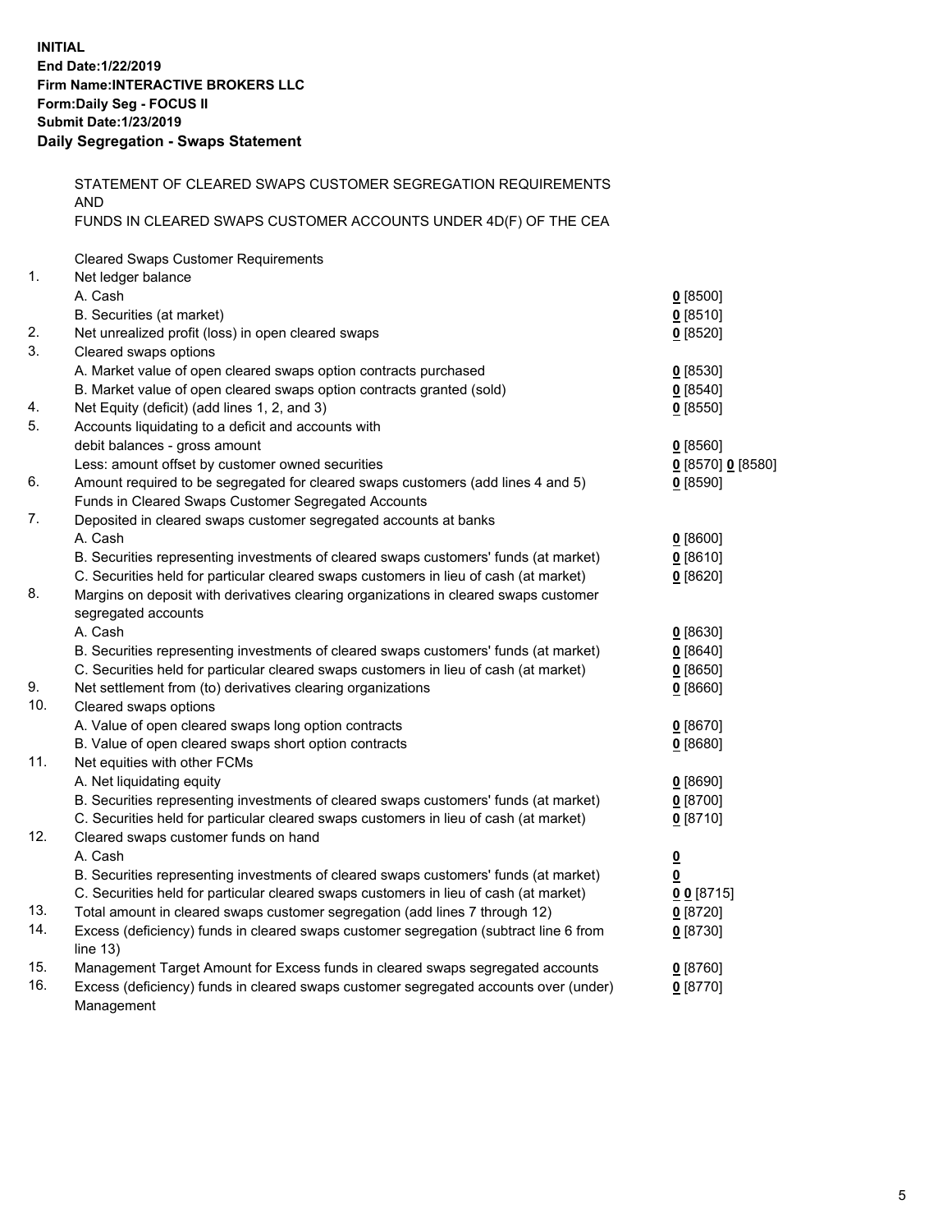**INITIAL**
**End Date:1/22/2019**
**Firm Name:INTERACTIVE BROKERS LLC**
**Form:Daily Seg - FOCUS II**
**Submit Date:1/23/2019**
**Daily Segregation - Swaps Statement**

STATEMENT OF CLEARED SWAPS CUSTOMER SEGREGATION REQUIREMENTS AND FUNDS IN CLEARED SWAPS CUSTOMER ACCOUNTS UNDER 4D(F) OF THE CEA

| | | |
|---|---|---|
| | Cleared Swaps Customer Requirements | |
| 1. | Net ledger balance | |
| | A. Cash | 0 [8500] |
| | B. Securities (at market) | 0 [8510] |
| 2. | Net unrealized profit (loss) in open cleared swaps | 0 [8520] |
| 3. | Cleared swaps options | |
| | A. Market value of open cleared swaps option contracts purchased | 0 [8530] |
| | B. Market value of open cleared swaps option contracts granted (sold) | 0 [8540] |
| 4. | Net Equity (deficit) (add lines 1, 2, and 3) | 0 [8550] |
| 5. | Accounts liquidating to a deficit and accounts with debit balances - gross amount | 0 [8560] |
| | Less: amount offset by customer owned securities | 0 [8570] 0 [8580] |
| 6. | Amount required to be segregated for cleared swaps customers (add lines 4 and 5) | 0 [8590] |
| | Funds in Cleared Swaps Customer Segregated Accounts | |
| 7. | Deposited in cleared swaps customer segregated accounts at banks | |
| | A. Cash | 0 [8600] |
| | B. Securities representing investments of cleared swaps customers' funds (at market) | 0 [8610] |
| | C. Securities held for particular cleared swaps customers in lieu of cash (at market) | 0 [8620] |
| 8. | Margins on deposit with derivatives clearing organizations in cleared swaps customer segregated accounts | |
| | A. Cash | 0 [8630] |
| | B. Securities representing investments of cleared swaps customers' funds (at market) | 0 [8640] |
| | C. Securities held for particular cleared swaps customers in lieu of cash (at market) | 0 [8650] |
| 9. | Net settlement from (to) derivatives clearing organizations | 0 [8660] |
| 10. | Cleared swaps options | |
| | A. Value of open cleared swaps long option contracts | 0 [8670] |
| | B. Value of open cleared swaps short option contracts | 0 [8680] |
| 11. | Net equities with other FCMs | |
| | A. Net liquidating equity | 0 [8690] |
| | B. Securities representing investments of cleared swaps customers' funds (at market) | 0 [8700] |
| | C. Securities held for particular cleared swaps customers in lieu of cash (at market) | 0 [8710] |
| 12. | Cleared swaps customer funds on hand | |
| | A. Cash | 0 |
| | B. Securities representing investments of cleared swaps customers' funds (at market) | 0 |
| | C. Securities held for particular cleared swaps customers in lieu of cash (at market) | 0 0 [8715] |
| 13. | Total amount in cleared swaps customer segregation (add lines 7 through 12) | 0 [8720] |
| 14. | Excess (deficiency) funds in cleared swaps customer segregation (subtract line 6 from line 13) | 0 [8730] |
| 15. | Management Target Amount for Excess funds in cleared swaps segregated accounts | 0 [8760] |
| 16. | Excess (deficiency) funds in cleared swaps customer segregated accounts over (under) Management | 0 [8770] |